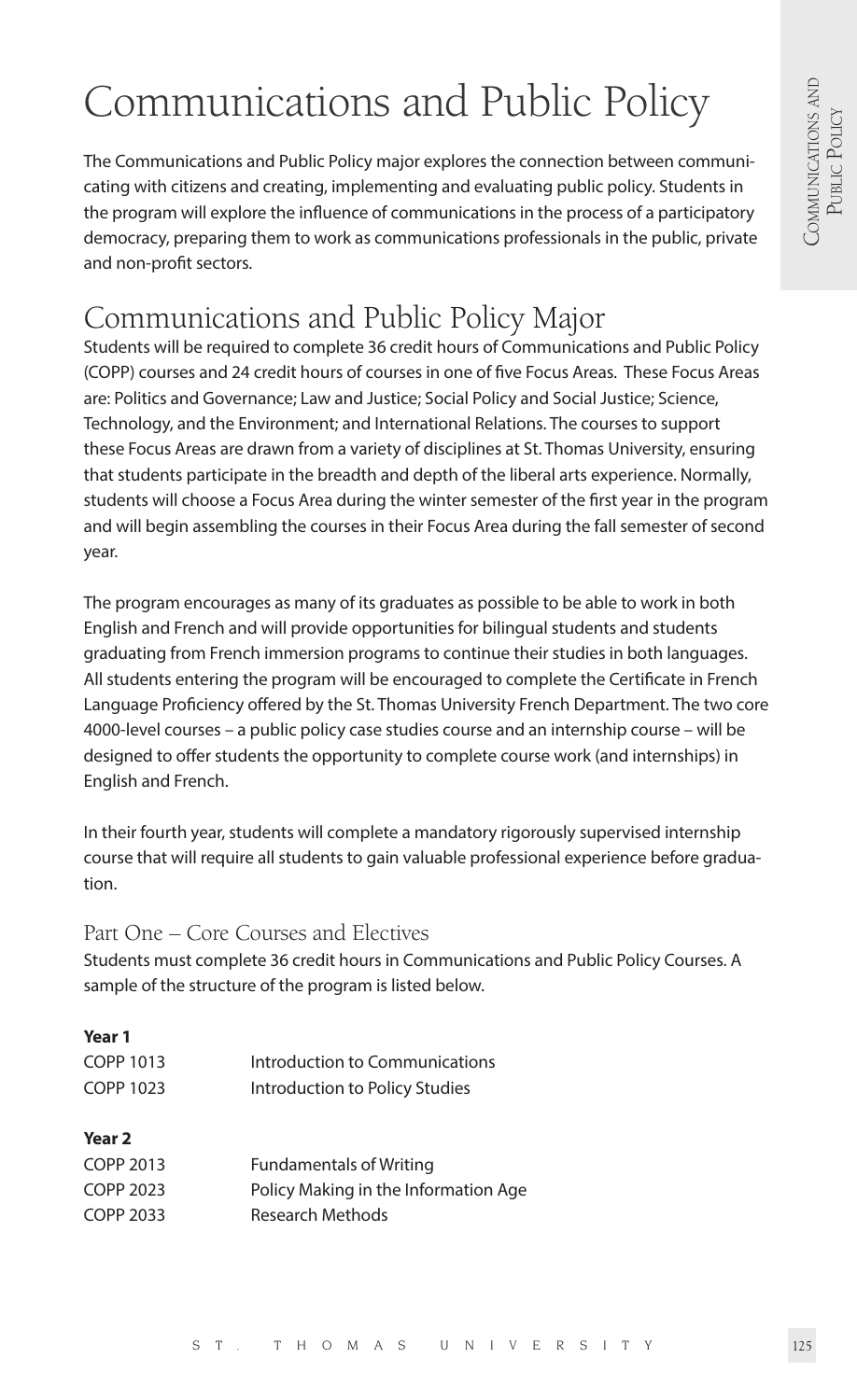# Communications and Public Policy

The Communications and Public Policy major explores the connection between communicating with citizens and creating, implementing and evaluating public policy. Students in the program will explore the influence of communications in the process of a participatory democracy, preparing them to work as communications professionals in the public, private and non-profit sectors.

## Communications and Public Policy Major

Students will be required to complete 36 credit hours of Communications and Public Policy (COPP) courses and 24 credit hours of courses in one of five Focus Areas. These Focus Areas are: Politics and Governance; Law and Justice; Social Policy and Social Justice; Science, Technology, and the Environment; and International Relations. The courses to support these Focus Areas are drawn from a variety of disciplines at St. Thomas University, ensuring that students participate in the breadth and depth of the liberal arts experience. Normally, students will choose a Focus Area during the winter semester of the first year in the program and will begin assembling the courses in their Focus Area during the fall semester of second year.

The program encourages as many of its graduates as possible to be able to work in both English and French and will provide opportunities for bilingual students and students graduating from French immersion programs to continue their studies in both languages. All students entering the program will be encouraged to complete the Certificate in French Language Proficiency offered by the St. Thomas University French Department. The two core 4000-level courses – a public policy case studies course and an internship course – will be designed to offer students the opportunity to complete course work (and internships) in English and French.

In their fourth year, students will complete a mandatory rigorously supervised internship course that will require all students to gain valuable professional experience before graduation.

### Part One – Core Courses and Electives

Students must complete 36 credit hours in Communications and Public Policy Courses. A sample of the structure of the program is listed below.

**Year 1**

| | |
|---|---|
| COPP 1013 | Introduction to Communications |
| COPP 1023 | Introduction to Policy Studies |

**Year 2**

| | |
|---|---|
| COPP 2013 | Fundamentals of Writing |
| COPP 2023 | Policy Making in the Information Age |
| COPP 2033 | Research Methods |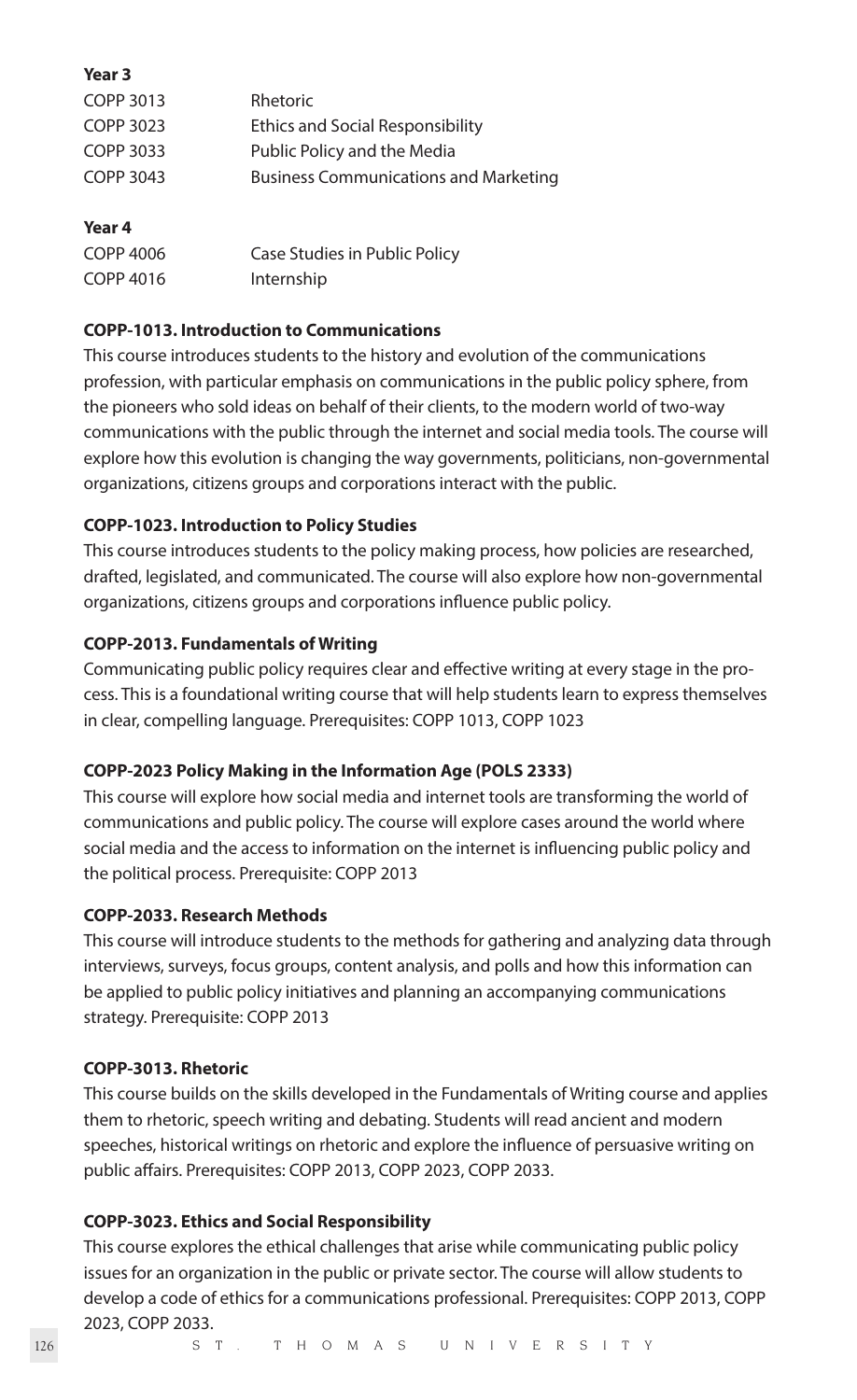**Year 3**

| | |
|---|---|
| COPP 3013 | Rhetoric |
| COPP 3023 | Ethics and Social Responsibility |
| COPP 3033 | Public Policy and the Media |
| COPP 3043 | Business Communications and Marketing |

**Year 4**

| | |
|---|---|
| COPP 4006 | Case Studies in Public Policy |
| COPP 4016 | Internship |

**COPP-1013. Introduction to Communications**

This course introduces students to the history and evolution of the communications profession, with particular emphasis on communications in the public policy sphere, from the pioneers who sold ideas on behalf of their clients, to the modern world of two-way communications with the public through the internet and social media tools. The course will explore how this evolution is changing the way governments, politicians, non-governmental organizations, citizens groups and corporations interact with the public.

**COPP-1023. Introduction to Policy Studies**

This course introduces students to the policy making process, how policies are researched, drafted, legislated, and communicated. The course will also explore how non-governmental organizations, citizens groups and corporations influence public policy.

**COPP-2013. Fundamentals of Writing**

Communicating public policy requires clear and effective writing at every stage in the process. This is a foundational writing course that will help students learn to express themselves in clear, compelling language. Prerequisites: COPP 1013, COPP 1023

**COPP-2023 Policy Making in the Information Age (POLS 2333)**

This course will explore how social media and internet tools are transforming the world of communications and public policy. The course will explore cases around the world where social media and the access to information on the internet is influencing public policy and the political process. Prerequisite: COPP 2013

**COPP-2033. Research Methods**

This course will introduce students to the methods for gathering and analyzing data through interviews, surveys, focus groups, content analysis, and polls and how this information can be applied to public policy initiatives and planning an accompanying communications strategy. Prerequisite: COPP 2013

**COPP-3013. Rhetoric**

This course builds on the skills developed in the Fundamentals of Writing course and applies them to rhetoric, speech writing and debating. Students will read ancient and modern speeches, historical writings on rhetoric and explore the influence of persuasive writing on public affairs. Prerequisites: COPP 2013, COPP 2023, COPP 2033.

**COPP-3023. Ethics and Social Responsibility**

This course explores the ethical challenges that arise while communicating public policy issues for an organization in the public or private sector. The course will allow students to develop a code of ethics for a communications professional. Prerequisites: COPP 2013, COPP 2023, COPP 2033.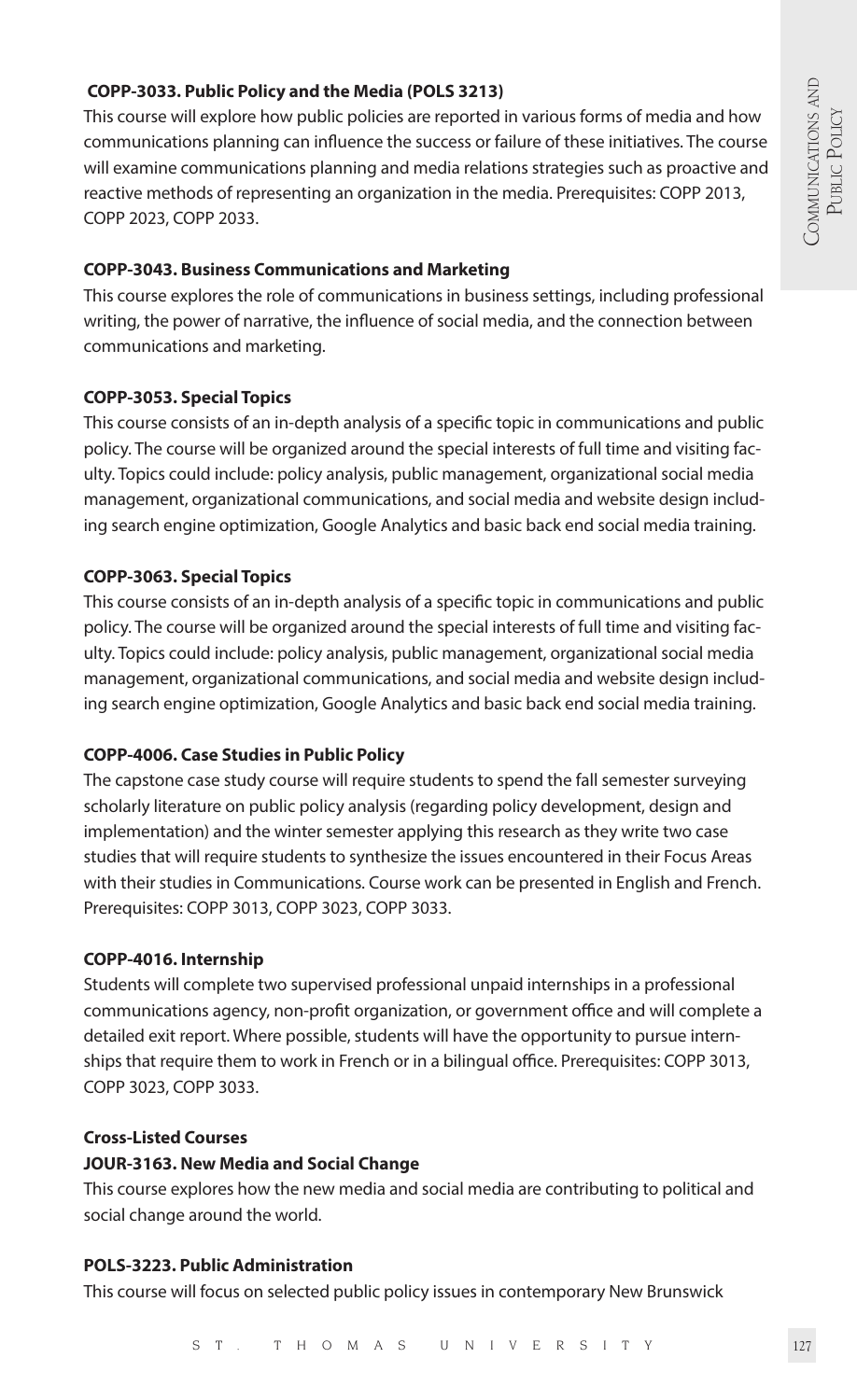**COPP-3033. Public Policy and the Media (POLS 3213)**

This course will explore how public policies are reported in various forms of media and how communications planning can influence the success or failure of these initiatives. The course will examine communications planning and media relations strategies such as proactive and reactive methods of representing an organization in the media. Prerequisites: COPP 2013, COPP 2023, COPP 2033.

**COPP-3043. Business Communications and Marketing**

This course explores the role of communications in business settings, including professional writing, the power of narrative, the influence of social media, and the connection between communications and marketing.

**COPP-3053. Special Topics**

This course consists of an in-depth analysis of a specific topic in communications and public policy. The course will be organized around the special interests of full time and visiting faculty. Topics could include: policy analysis, public management, organizational social media management, organizational communications, and social media and website design including search engine optimization, Google Analytics and basic back end social media training.

**COPP-3063. Special Topics**

This course consists of an in-depth analysis of a specific topic in communications and public policy. The course will be organized around the special interests of full time and visiting faculty. Topics could include: policy analysis, public management, organizational social media management, organizational communications, and social media and website design including search engine optimization, Google Analytics and basic back end social media training.

**COPP-4006. Case Studies in Public Policy**

The capstone case study course will require students to spend the fall semester surveying scholarly literature on public policy analysis (regarding policy development, design and implementation) and the winter semester applying this research as they write two case studies that will require students to synthesize the issues encountered in their Focus Areas with their studies in Communications. Course work can be presented in English and French. Prerequisites: COPP 3013, COPP 3023, COPP 3033.

**COPP-4016. Internship**

Students will complete two supervised professional unpaid internships in a professional communications agency, non-profit organization, or government office and will complete a detailed exit report. Where possible, students will have the opportunity to pursue internships that require them to work in French or in a bilingual office. Prerequisites: COPP 3013, COPP 3023, COPP 3033.

**Cross-Listed Courses**

**JOUR-3163. New Media and Social Change**

This course explores how the new media and social media are contributing to political and social change around the world.

**POLS-3223. Public Administration**

This course will focus on selected public policy issues in contemporary New Brunswick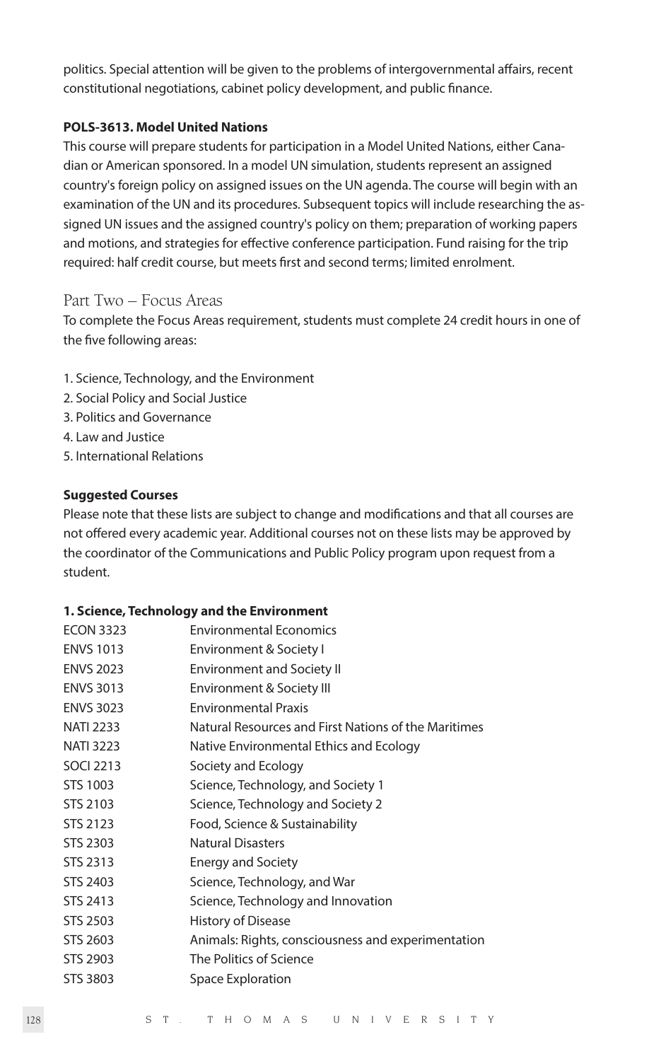politics. Special attention will be given to the problems of intergovernmental affairs, recent constitutional negotiations, cabinet policy development, and public finance.

**POLS-3613. Model United Nations**

This course will prepare students for participation in a Model United Nations, either Canadian or American sponsored. In a model UN simulation, students represent an assigned country's foreign policy on assigned issues on the UN agenda. The course will begin with an examination of the UN and its procedures. Subsequent topics will include researching the assigned UN issues and the assigned country's policy on them; preparation of working papers and motions, and strategies for effective conference participation. Fund raising for the trip required: half credit course, but meets first and second terms; limited enrolment.

## Part Two – Focus Areas

To complete the Focus Areas requirement, students must complete 24 credit hours in one of the five following areas:

1. Science, Technology, and the Environment
2. Social Policy and Social Justice
3. Politics and Governance
4. Law and Justice
5. International Relations

**Suggested Courses**

Please note that these lists are subject to change and modifications and that all courses are not offered every academic year. Additional courses not on these lists may be approved by the coordinator of the Communications and Public Policy program upon request from a student.

**1. Science, Technology and the Environment**

| | |
|---|---|
| ECON 3323 | Environmental Economics |
| ENVS 1013 | Environment & Society I |
| ENVS 2023 | Environment and Society II |
| ENVS 3013 | Environment & Society III |
| ENVS 3023 | Environmental Praxis |
| NATI 2233 | Natural Resources and First Nations of the Maritimes |
| NATI 3223 | Native Environmental Ethics and Ecology |
| SOCI 2213 | Society and Ecology |
| STS 1003 | Science, Technology, and Society 1 |
| STS 2103 | Science, Technology and Society 2 |
| STS 2123 | Food, Science & Sustainability |
| STS 2303 | Natural Disasters |
| STS 2313 | Energy and Society |
| STS 2403 | Science, Technology, and War |
| STS 2413 | Science, Technology and Innovation |
| STS 2503 | History of Disease |
| STS 2603 | Animals: Rights, consciousness and experimentation |
| STS 2903 | The Politics of Science |
| STS 3803 | Space Exploration |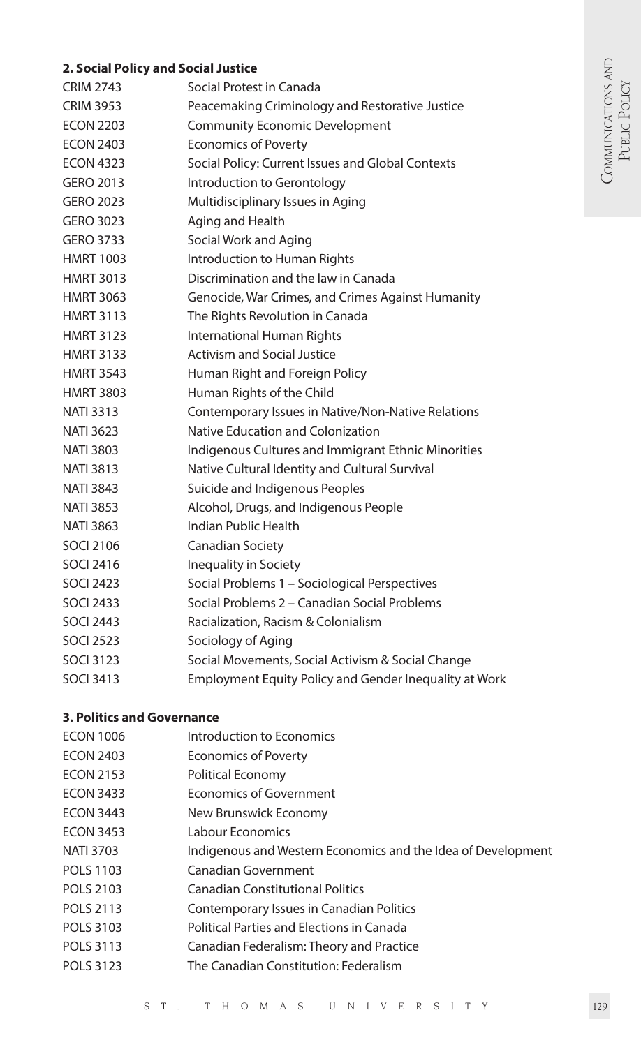### 2. Social Policy and Social Justice

| | |
|---|---|
| CRIM 2743 | Social Protest in Canada |
| CRIM 3953 | Peacemaking Criminology and Restorative Justice |
| ECON 2203 | Community Economic Development |
| ECON 2403 | Economics of Poverty |
| ECON 4323 | Social Policy: Current Issues and Global Contexts |
| GERO 2013 | Introduction to Gerontology |
| GERO 2023 | Multidisciplinary Issues in Aging |
| GERO 3023 | Aging and Health |
| GERO 3733 | Social Work and Aging |
| HMRT 1003 | Introduction to Human Rights |
| HMRT 3013 | Discrimination and the law in Canada |
| HMRT 3063 | Genocide, War Crimes, and Crimes Against Humanity |
| HMRT 3113 | The Rights Revolution in Canada |
| HMRT 3123 | International Human Rights |
| HMRT 3133 | Activism and Social Justice |
| HMRT 3543 | Human Right and Foreign Policy |
| HMRT 3803 | Human Rights of the Child |
| NATI 3313 | Contemporary Issues in Native/Non-Native Relations |
| NATI 3623 | Native Education and Colonization |
| NATI 3803 | Indigenous Cultures and Immigrant Ethnic Minorities |
| NATI 3813 | Native Cultural Identity and Cultural Survival |
| NATI 3843 | Suicide and Indigenous Peoples |
| NATI 3853 | Alcohol, Drugs, and Indigenous People |
| NATI 3863 | Indian Public Health |
| SOCI 2106 | Canadian Society |
| SOCI 2416 | Inequality in Society |
| SOCI 2423 | Social Problems 1 – Sociological Perspectives |
| SOCI 2433 | Social Problems 2 – Canadian Social Problems |
| SOCI 2443 | Racialization, Racism & Colonialism |
| SOCI 2523 | Sociology of Aging |
| SOCI 3123 | Social Movements, Social Activism & Social Change |
| SOCI 3413 | Employment Equity Policy and Gender Inequality at Work |

### 3. Politics and Governance

| | |
|---|---|
| ECON 1006 | Introduction to Economics |
| ECON 2403 | Economics of Poverty |
| ECON 2153 | Political Economy |
| ECON 3433 | Economics of Government |
| ECON 3443 | New Brunswick Economy |
| ECON 3453 | Labour Economics |
| NATI 3703 | Indigenous and Western Economics and the Idea of Development |
| POLS 1103 | Canadian Government |
| POLS 2103 | Canadian Constitutional Politics |
| POLS 2113 | Contemporary Issues in Canadian Politics |
| POLS 3103 | Political Parties and Elections in Canada |
| POLS 3113 | Canadian Federalism: Theory and Practice |
| POLS 3123 | The Canadian Constitution: Federalism |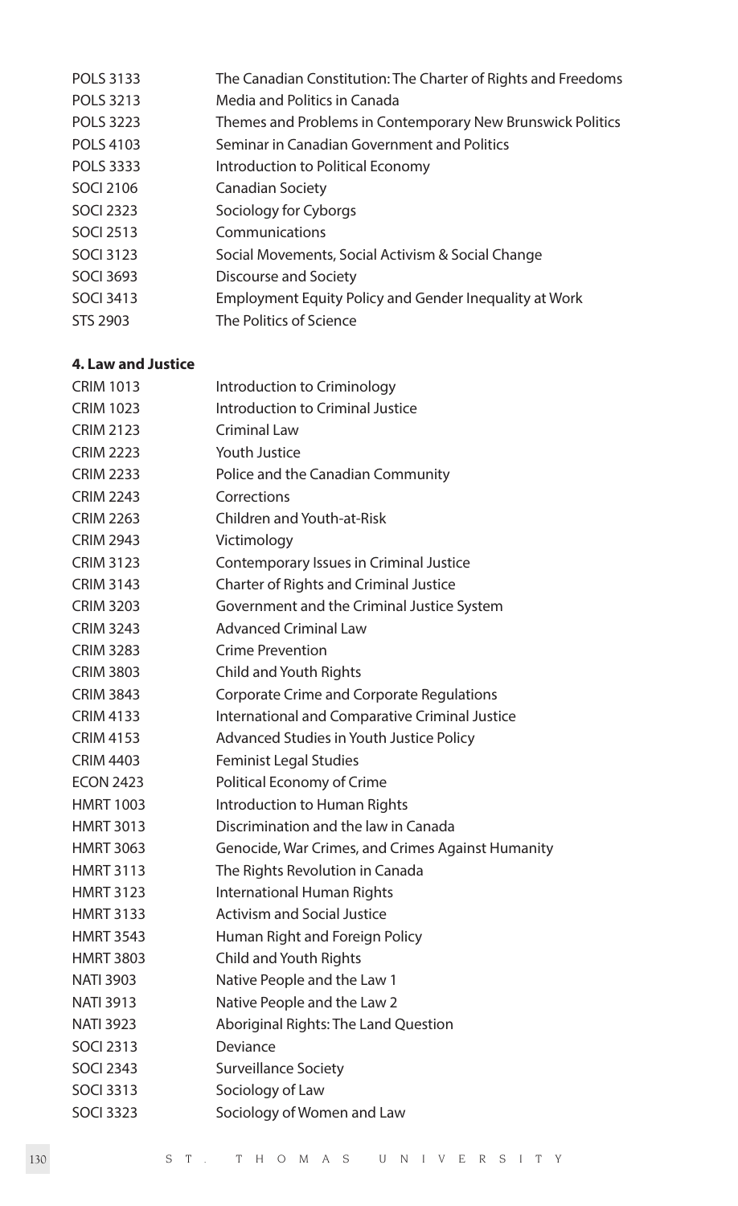| | |
|---|---|
| POLS 3133 | The Canadian Constitution: The Charter of Rights and Freedoms |
| POLS 3213 | Media and Politics in Canada |
| POLS 3223 | Themes and Problems in Contemporary New Brunswick Politics |
| POLS 4103 | Seminar in Canadian Government and Politics |
| POLS 3333 | Introduction to Political Economy |
| SOCI 2106 | Canadian Society |
| SOCI 2323 | Sociology for Cyborgs |
| SOCI 2513 | Communications |
| SOCI 3123 | Social Movements, Social Activism & Social Change |
| SOCI 3693 | Discourse and Society |
| SOCI 3413 | Employment Equity Policy and Gender Inequality at Work |
| STS 2903 | The Politics of Science |

**4. Law and Justice**

| | |
|---|---|
| CRIM 1013 | Introduction to Criminology |
| CRIM 1023 | Introduction to Criminal Justice |
| CRIM 2123 | Criminal Law |
| CRIM 2223 | Youth Justice |
| CRIM 2233 | Police and the Canadian Community |
| CRIM 2243 | Corrections |
| CRIM 2263 | Children and Youth-at-Risk |
| CRIM 2943 | Victimology |
| CRIM 3123 | Contemporary Issues in Criminal Justice |
| CRIM 3143 | Charter of Rights and Criminal Justice |
| CRIM 3203 | Government and the Criminal Justice System |
| CRIM 3243 | Advanced Criminal Law |
| CRIM 3283 | Crime Prevention |
| CRIM 3803 | Child and Youth Rights |
| CRIM 3843 | Corporate Crime and Corporate Regulations |
| CRIM 4133 | International and Comparative Criminal Justice |
| CRIM 4153 | Advanced Studies in Youth Justice Policy |
| CRIM 4403 | Feminist Legal Studies |
| ECON 2423 | Political Economy of Crime |
| HMRT 1003 | Introduction to Human Rights |
| HMRT 3013 | Discrimination and the law in Canada |
| HMRT 3063 | Genocide, War Crimes, and Crimes Against Humanity |
| HMRT 3113 | The Rights Revolution in Canada |
| HMRT 3123 | International Human Rights |
| HMRT 3133 | Activism and Social Justice |
| HMRT 3543 | Human Right and Foreign Policy |
| HMRT 3803 | Child and Youth Rights |
| NATI 3903 | Native People and the Law 1 |
| NATI 3913 | Native People and the Law 2 |
| NATI 3923 | Aboriginal Rights: The Land Question |
| SOCI 2313 | Deviance |
| SOCI 2343 | Surveillance Society |
| SOCI 3313 | Sociology of Law |
| SOCI 3323 | Sociology of Women and Law |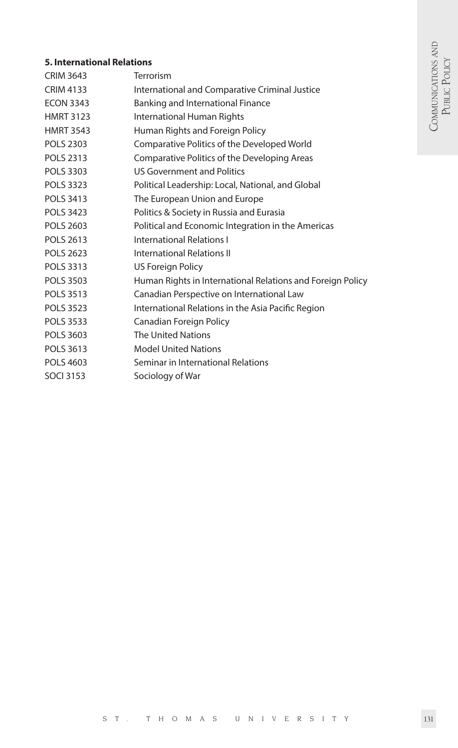**5. International Relations**

| | |
|---|---|
| CRIM 3643 | Terrorism |
| CRIM 4133 | International and Comparative Criminal Justice |
| ECON 3343 | Banking and International Finance |
| HMRT 3123 | International Human Rights |
| HMRT 3543 | Human Rights and Foreign Policy |
| POLS 2303 | Comparative Politics of the Developed World |
| POLS 2313 | Comparative Politics of the Developing Areas |
| POLS 3303 | US Government and Politics |
| POLS 3323 | Political Leadership: Local, National, and Global |
| POLS 3413 | The European Union and Europe |
| POLS 3423 | Politics & Society in Russia and Eurasia |
| POLS 2603 | Political and Economic Integration in the Americas |
| POLS 2613 | International Relations I |
| POLS 2623 | International Relations II |
| POLS 3313 | US Foreign Policy |
| POLS 3503 | Human Rights in International Relations and Foreign Policy |
| POLS 3513 | Canadian Perspective on International Law |
| POLS 3523 | International Relations in the Asia Pacific Region |
| POLS 3533 | Canadian Foreign Policy |
| POLS 3603 | The United Nations |
| POLS 3613 | Model United Nations |
| POLS 4603 | Seminar in International Relations |
| SOCI 3153 | Sociology of War |